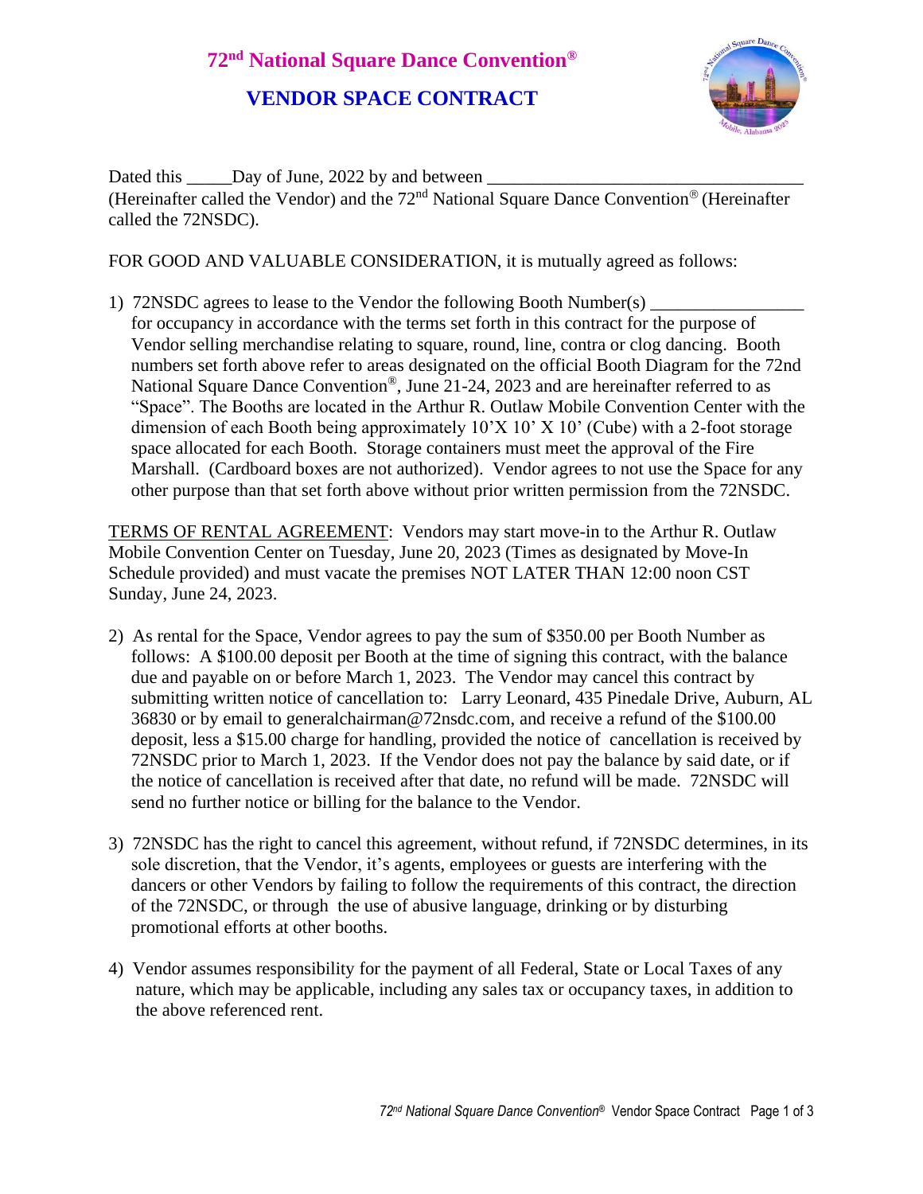# 72nd National Square Dance Convention®

## VENDOR SPACE CONTRACT

Dated this _____Day of June, 2022 by and between ___________________________________ (Hereinafter called the Vendor) and the 72nd National Square Dance Convention® (Hereinafter called the 72NSDC).

FOR GOOD AND VALUABLE CONSIDERATION, it is mutually agreed as follows:

1) 72NSDC agrees to lease to the Vendor the following Booth Number(s) ________________ for occupancy in accordance with the terms set forth in this contract for the purpose of Vendor selling merchandise relating to square, round, line, contra or clog dancing. Booth numbers set forth above refer to areas designated on the official Booth Diagram for the 72nd National Square Dance Convention®, June 21-24, 2023 and are hereinafter referred to as "Space". The Booths are located in the Arthur R. Outlaw Mobile Convention Center with the dimension of each Booth being approximately 10'X 10' X 10' (Cube) with a 2-foot storage space allocated for each Booth. Storage containers must meet the approval of the Fire Marshall. (Cardboard boxes are not authorized). Vendor agrees to not use the Space for any other purpose than that set forth above without prior written permission from the 72NSDC.

<u>TERMS OF RENTAL AGREEMENT</u>: Vendors may start move-in to the Arthur R. Outlaw Mobile Convention Center on Tuesday, June 20, 2023 (Times as designated by Move-In Schedule provided) and must vacate the premises NOT LATER THAN 12:00 noon CST Sunday, June 24, 2023.

2) As rental for the Space, Vendor agrees to pay the sum of $350.00 per Booth Number as follows: A $100.00 deposit per Booth at the time of signing this contract, with the balance due and payable on or before March 1, 2023. The Vendor may cancel this contract by submitting written notice of cancellation to: Larry Leonard, 435 Pinedale Drive, Auburn, AL 36830 or by email to generalchairman@72nsdc.com, and receive a refund of the $100.00 deposit, less a $15.00 charge for handling, provided the notice of cancellation is received by 72NSDC prior to March 1, 2023. If the Vendor does not pay the balance by said date, or if the notice of cancellation is received after that date, no refund will be made. 72NSDC will send no further notice or billing for the balance to the Vendor.

3) 72NSDC has the right to cancel this agreement, without refund, if 72NSDC determines, in its sole discretion, that the Vendor, it's agents, employees or guests are interfering with the dancers or other Vendors by failing to follow the requirements of this contract, the direction of the 72NSDC, or through the use of abusive language, drinking or by disturbing promotional efforts at other booths.

4) Vendor assumes responsibility for the payment of all Federal, State or Local Taxes of any nature, which may be applicable, including any sales tax or occupancy taxes, in addition to the above referenced rent.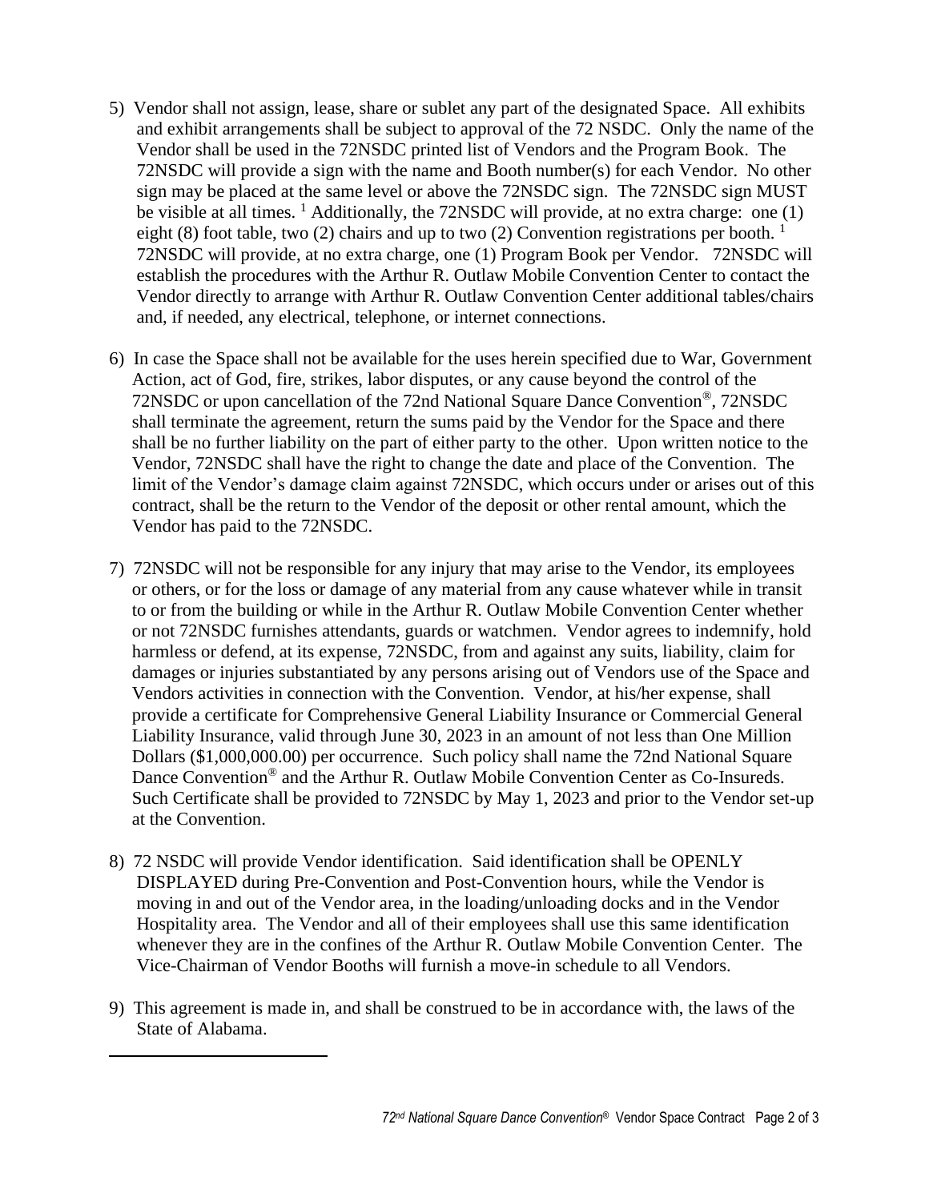5) Vendor shall not assign, lease, share or sublet any part of the designated Space. All exhibits and exhibit arrangements shall be subject to approval of the 72 NSDC. Only the name of the Vendor shall be used in the 72NSDC printed list of Vendors and the Program Book. The 72NSDC will provide a sign with the name and Booth number(s) for each Vendor. No other sign may be placed at the same level or above the 72NSDC sign. The 72NSDC sign MUST be visible at all times. [1] Additionally, the 72NSDC will provide, at no extra charge: one (1) eight (8) foot table, two (2) chairs and up to two (2) Convention registrations per booth. [1] 72NSDC will provide, at no extra charge, one (1) Program Book per Vendor. 72NSDC will establish the procedures with the Arthur R. Outlaw Mobile Convention Center to contact the Vendor directly to arrange with Arthur R. Outlaw Convention Center additional tables/chairs and, if needed, any electrical, telephone, or internet connections.

6) In case the Space shall not be available for the uses herein specified due to War, Government Action, act of God, fire, strikes, labor disputes, or any cause beyond the control of the 72NSDC or upon cancellation of the 72nd National Square Dance Convention®, 72NSDC shall terminate the agreement, return the sums paid by the Vendor for the Space and there shall be no further liability on the part of either party to the other. Upon written notice to the Vendor, 72NSDC shall have the right to change the date and place of the Convention. The limit of the Vendor's damage claim against 72NSDC, which occurs under or arises out of this contract, shall be the return to the Vendor of the deposit or other rental amount, which the Vendor has paid to the 72NSDC.

7) 72NSDC will not be responsible for any injury that may arise to the Vendor, its employees or others, or for the loss or damage of any material from any cause whatever while in transit to or from the building or while in the Arthur R. Outlaw Mobile Convention Center whether or not 72NSDC furnishes attendants, guards or watchmen. Vendor agrees to indemnify, hold harmless or defend, at its expense, 72NSDC, from and against any suits, liability, claim for damages or injuries substantiated by any persons arising out of Vendors use of the Space and Vendors activities in connection with the Convention. Vendor, at his/her expense, shall provide a certificate for Comprehensive General Liability Insurance or Commercial General Liability Insurance, valid through June 30, 2023 in an amount of not less than One Million Dollars ($1,000,000.00) per occurrence. Such policy shall name the 72nd National Square Dance Convention® and the Arthur R. Outlaw Mobile Convention Center as Co-Insureds. Such Certificate shall be provided to 72NSDC by May 1, 2023 and prior to the Vendor set-up at the Convention.

8) 72 NSDC will provide Vendor identification. Said identification shall be OPENLY DISPLAYED during Pre-Convention and Post-Convention hours, while the Vendor is moving in and out of the Vendor area, in the loading/unloading docks and in the Vendor Hospitality area. The Vendor and all of their employees shall use this same identification whenever they are in the confines of the Arthur R. Outlaw Mobile Convention Center. The Vice-Chairman of Vendor Booths will furnish a move-in schedule to all Vendors.

9) This agreement is made in, and shall be construed to be in accordance with, the laws of the State of Alabama.

---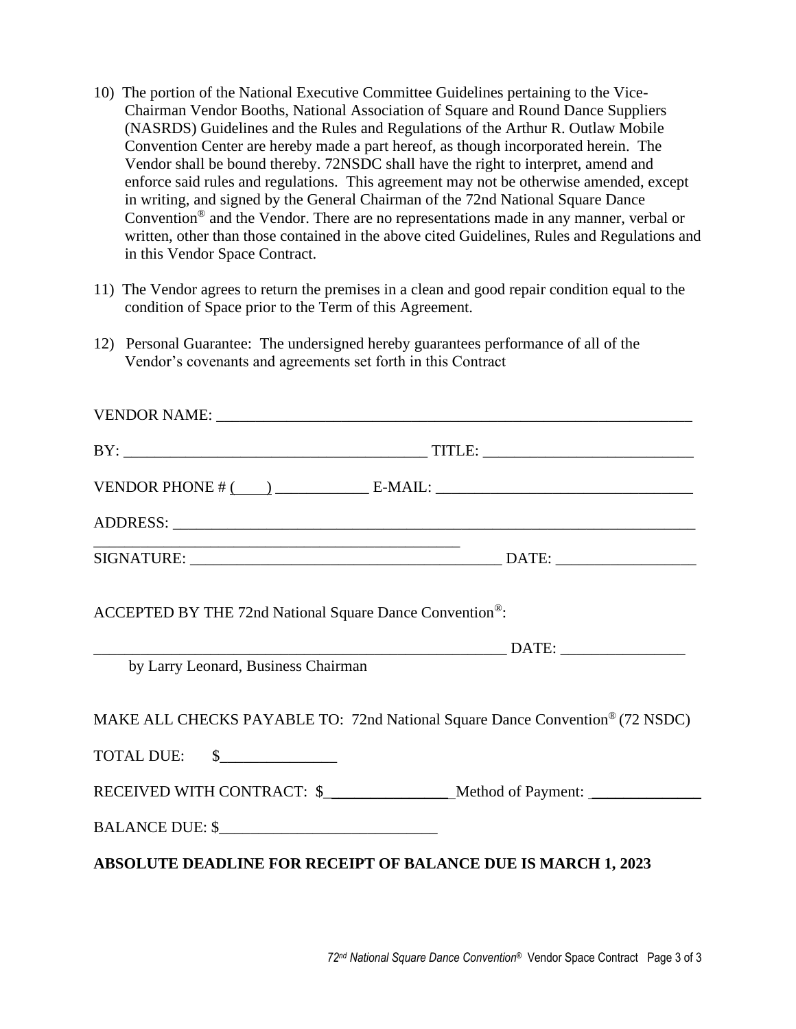10) The portion of the National Executive Committee Guidelines pertaining to the Vice-Chairman Vendor Booths, National Association of Square and Round Dance Suppliers (NASRDS) Guidelines and the Rules and Regulations of the Arthur R. Outlaw Mobile Convention Center are hereby made a part hereof, as though incorporated herein. The Vendor shall be bound thereby. 72NSDC shall have the right to interpret, amend and enforce said rules and regulations. This agreement may not be otherwise amended, except in writing, and signed by the General Chairman of the 72nd National Square Dance Convention® and the Vendor. There are no representations made in any manner, verbal or written, other than those contained in the above cited Guidelines, Rules and Regulations and in this Vendor Space Contract.

11) The Vendor agrees to return the premises in a clean and good repair condition equal to the condition of Space prior to the Term of this Agreement.

12) Personal Guarantee: The undersigned hereby guarantees performance of all of the Vendor's covenants and agreements set forth in this Contract

VENDOR NAME: ______________________________________________________________

BY: ______________________________________ TITLE: ___________________________

VENDOR PHONE # (____) ____________ E-MAIL: _________________________________

ADDRESS: ___________________________________________________________________

_______________________________________________

SIGNATURE: _______________________________________ DATE: _________________

ACCEPTED BY THE 72nd National Square Dance Convention®:

____________________________________________________ DATE: ________________

by Larry Leonard, Business Chairman

MAKE ALL CHECKS PAYABLE TO: 72nd National Square Dance Convention® (72 NSDC)

TOTAL DUE: $_______________

RECEIVED WITH CONTRACT: $________________ Method of Payment: _______________

BALANCE DUE: $____________________________

**ABSOLUTE DEADLINE FOR RECEIPT OF BALANCE DUE IS MARCH 1, 2023**